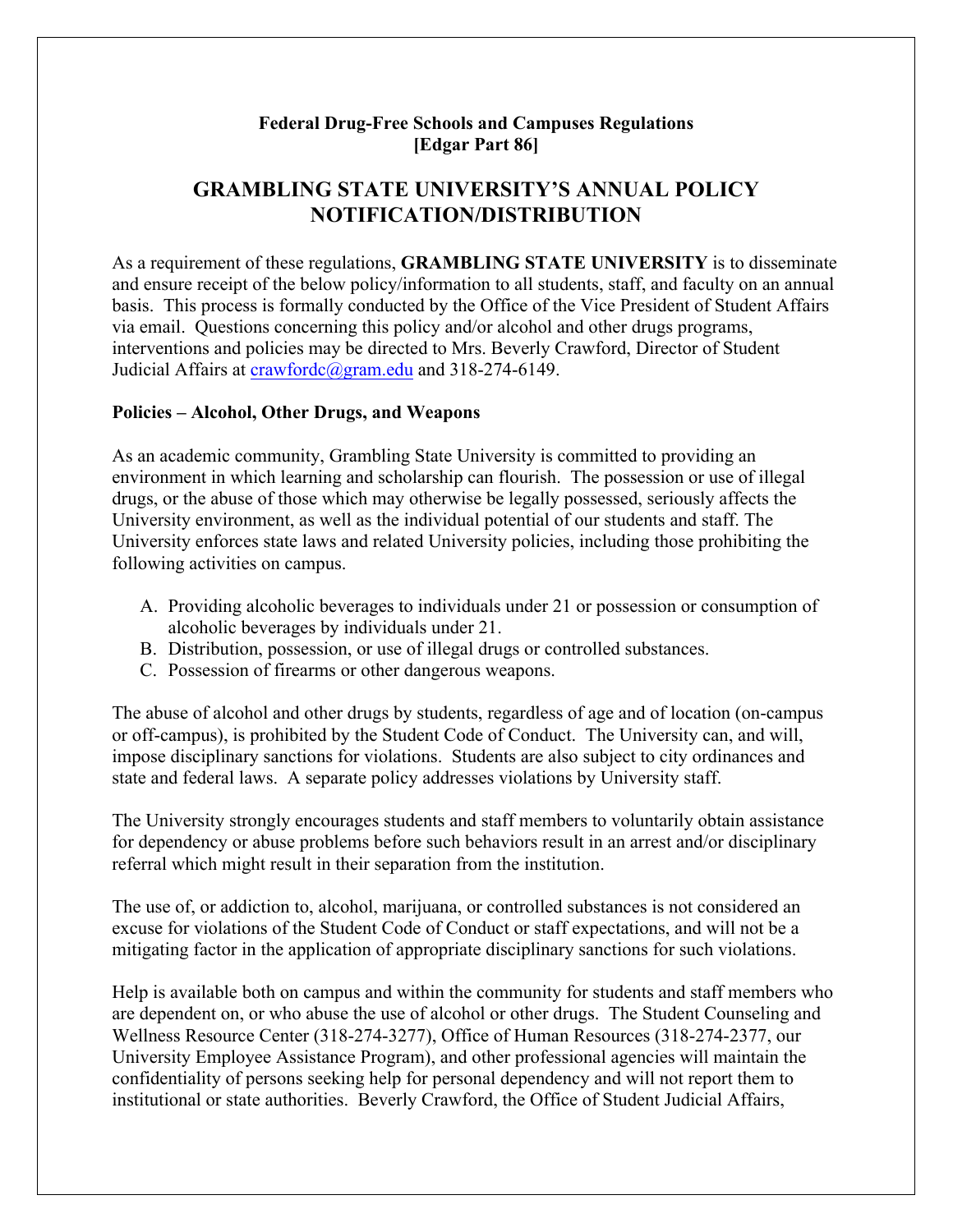**Federal Drug-Free Schools and Campuses Regulations**
**[Edgar Part 86]**

# GRAMBLING STATE UNIVERSITY'S ANNUAL POLICY NOTIFICATION/DISTRIBUTION

As a requirement of these regulations, **GRAMBLING STATE UNIVERSITY** is to disseminate and ensure receipt of the below policy/information to all students, staff, and faculty on an annual basis. This process is formally conducted by the Office of the Vice President of Student Affairs via email. Questions concerning this policy and/or alcohol and other drugs programs, interventions and policies may be directed to Mrs. Beverly Crawford, Director of Student Judicial Affairs at crawfordc@gram.edu and 318-274-6149.

**Policies – Alcohol, Other Drugs, and Weapons**

As an academic community, Grambling State University is committed to providing an environment in which learning and scholarship can flourish. The possession or use of illegal drugs, or the abuse of those which may otherwise be legally possessed, seriously affects the University environment, as well as the individual potential of our students and staff. The University enforces state laws and related University policies, including those prohibiting the following activities on campus.

A. Providing alcoholic beverages to individuals under 21 or possession or consumption of alcoholic beverages by individuals under 21.
B. Distribution, possession, or use of illegal drugs or controlled substances.
C. Possession of firearms or other dangerous weapons.

The abuse of alcohol and other drugs by students, regardless of age and of location (on-campus or off-campus), is prohibited by the Student Code of Conduct. The University can, and will, impose disciplinary sanctions for violations. Students are also subject to city ordinances and state and federal laws. A separate policy addresses violations by University staff.

The University strongly encourages students and staff members to voluntarily obtain assistance for dependency or abuse problems before such behaviors result in an arrest and/or disciplinary referral which might result in their separation from the institution.

The use of, or addiction to, alcohol, marijuana, or controlled substances is not considered an excuse for violations of the Student Code of Conduct or staff expectations, and will not be a mitigating factor in the application of appropriate disciplinary sanctions for such violations.

Help is available both on campus and within the community for students and staff members who are dependent on, or who abuse the use of alcohol or other drugs. The Student Counseling and Wellness Resource Center (318-274-3277), Office of Human Resources (318-274-2377, our University Employee Assistance Program), and other professional agencies will maintain the confidentiality of persons seeking help for personal dependency and will not report them to institutional or state authorities. Beverly Crawford, the Office of Student Judicial Affairs,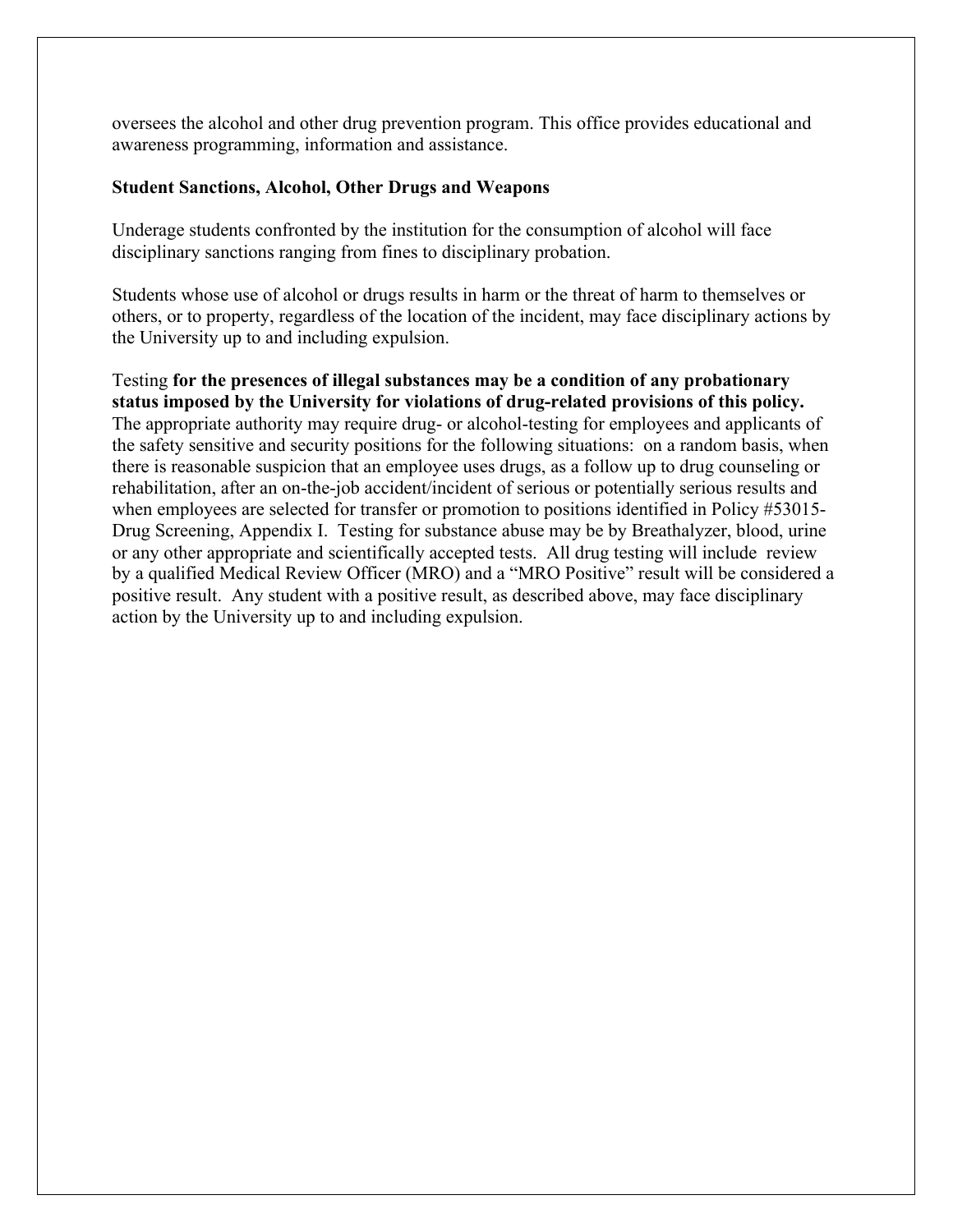oversees the alcohol and other drug prevention program. This office provides educational and awareness programming, information and assistance.

**Student Sanctions, Alcohol, Other Drugs and Weapons**

Underage students confronted by the institution for the consumption of alcohol will face disciplinary sanctions ranging from fines to disciplinary probation.

Students whose use of alcohol or drugs results in harm or the threat of harm to themselves or others, or to property, regardless of the location of the incident, may face disciplinary actions by the University up to and including expulsion.

Testing **for the presences of illegal substances may be a condition of any probationary status imposed by the University for violations of drug-related provisions of this policy.** The appropriate authority may require drug- or alcohol-testing for employees and applicants of the safety sensitive and security positions for the following situations: on a random basis, when there is reasonable suspicion that an employee uses drugs, as a follow up to drug counseling or rehabilitation, after an on-the-job accident/incident of serious or potentially serious results and when employees are selected for transfer or promotion to positions identified in Policy #53015-Drug Screening, Appendix I. Testing for substance abuse may be by Breathalyzer, blood, urine or any other appropriate and scientifically accepted tests. All drug testing will include review by a qualified Medical Review Officer (MRO) and a "MRO Positive" result will be considered a positive result. Any student with a positive result, as described above, may face disciplinary action by the University up to and including expulsion.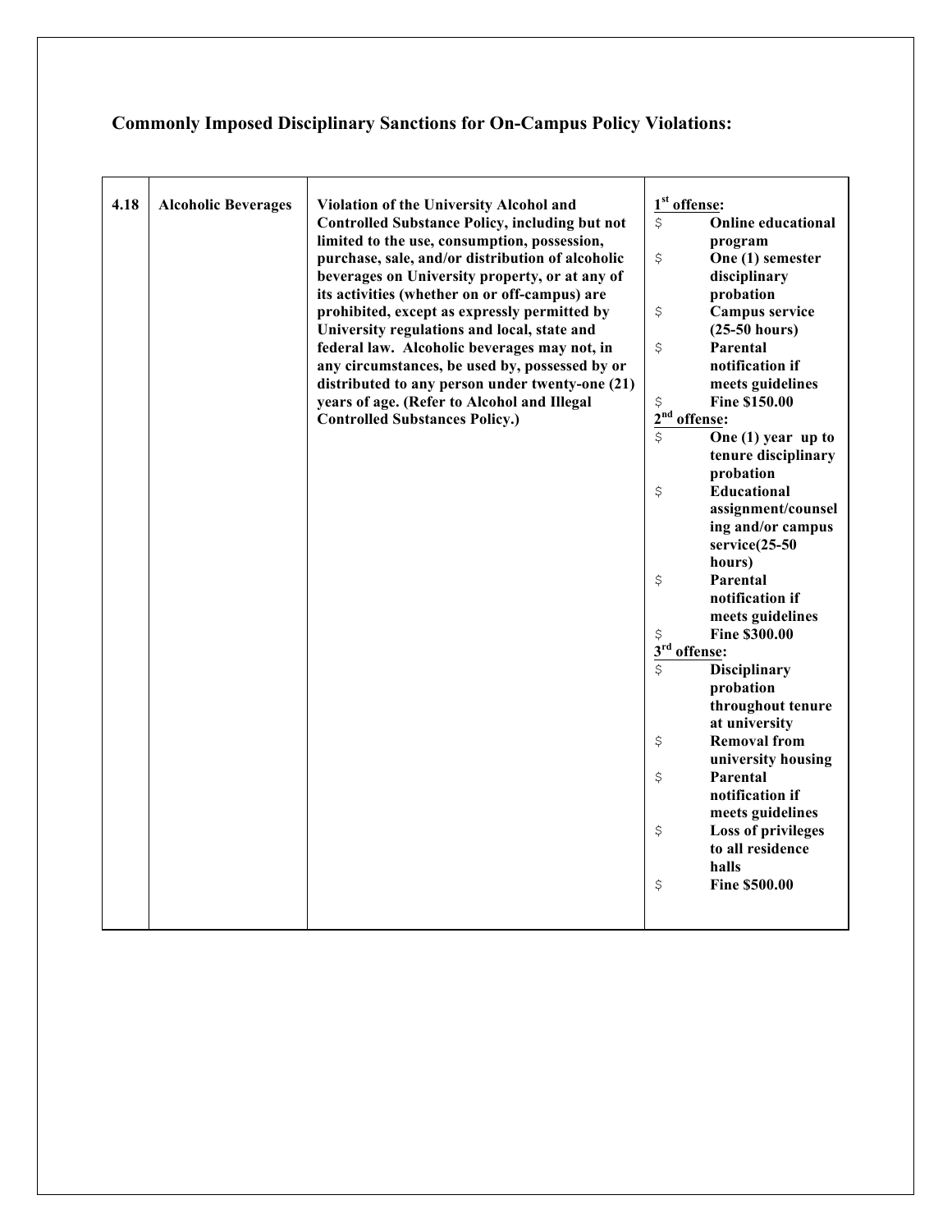## Commonly Imposed Disciplinary Sanctions for On-Campus Policy Violations:

| | | | |
|---|---|---|---|
| **4.18** | **Alcoholic Beverages** | **Violation of the University Alcohol and Controlled Substance Policy, including but not limited to the use, consumption, possession, purchase, sale, and/or distribution of alcoholic beverages on University property, or at any of its activities (whether on or off-campus) are prohibited, except as expressly permitted by University regulations and local, state and federal law. Alcoholic beverages may not, in any circumstances, be used by, possessed by or distributed to any person under twenty-one (21) years of age. (Refer to Alcohol and Illegal Controlled Substances Policy.)** | **1st offense:**<br>$ **Online educational program**<br>$ **One (1) semester disciplinary probation**<br>$ **Campus service (25-50 hours)**<br>$ **Parental notification if meets guidelines**<br>$ **Fine $150.00**<br>**2nd offense:**<br>$ **One (1) year up to tenure disciplinary probation**<br>$ **Educational assignment/counseling and/or campus service(25-50 hours)**<br>$ **Parental notification if meets guidelines**<br>$ **Fine $300.00**<br>**3rd offense:**<br>$ **Disciplinary probation throughout tenure at university**<br>$ **Removal from university housing**<br>$ **Parental notification if meets guidelines**<br>$ **Loss of privileges to all residence halls**<br>$ **Fine $500.00** |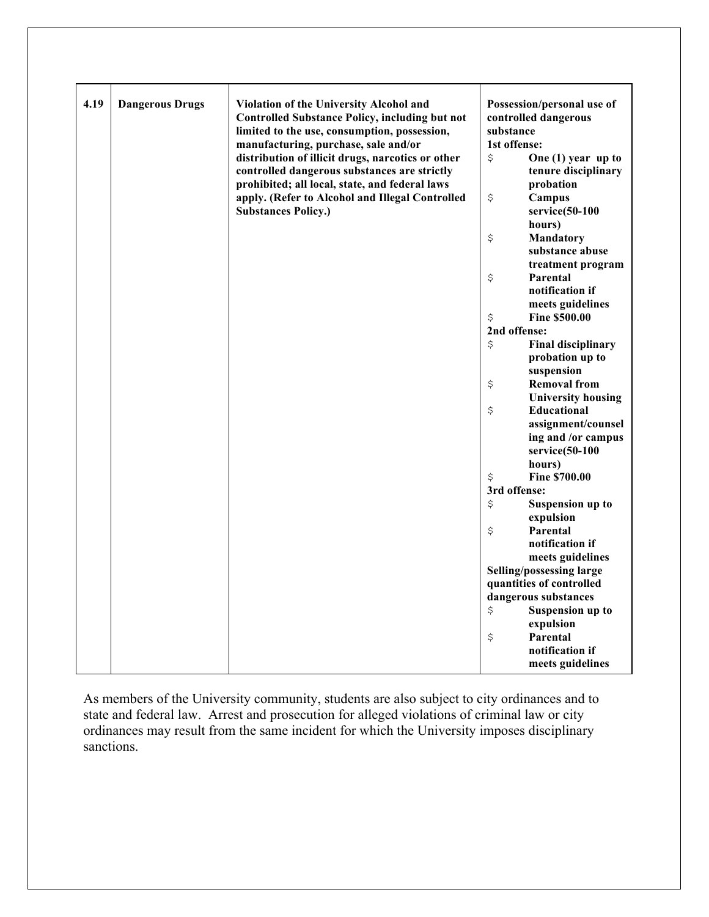| 4.19 | Dangerous Drugs | Violation of the University Alcohol and Controlled Substance Policy, including but not limited to the use, consumption, possession, manufacturing, purchase, sale and/or distribution of illicit drugs, narcotics or other controlled dangerous substances are strictly prohibited; all local, state, and federal laws apply. (Refer to Alcohol and Illegal Controlled Substances Policy.) | **Possession/personal use of controlled dangerous substance**<br>**1st offense:**<br>$ One (1) year up to tenure disciplinary probation<br>$ Campus service(50-100 hours)<br>$ Mandatory substance abuse treatment program<br>$ Parental notification if meets guidelines<br>$ Fine $500.00<br>**2nd offense:**<br>$ Final disciplinary probation up to suspension<br>$ Removal from University housing<br>$ Educational assignment/counseling and /or campus service(50-100 hours)<br>$ Fine $700.00<br>**3rd offense:**<br>$ Suspension up to expulsion<br>$ Parental notification if meets guidelines<br>**Selling/possessing large quantities of controlled dangerous substances**<br>$ Suspension up to expulsion<br>$ Parental notification if meets guidelines |
|---|---|---|---|

As members of the University community, students are also subject to city ordinances and to state and federal law. Arrest and prosecution for alleged violations of criminal law or city ordinances may result from the same incident for which the University imposes disciplinary sanctions.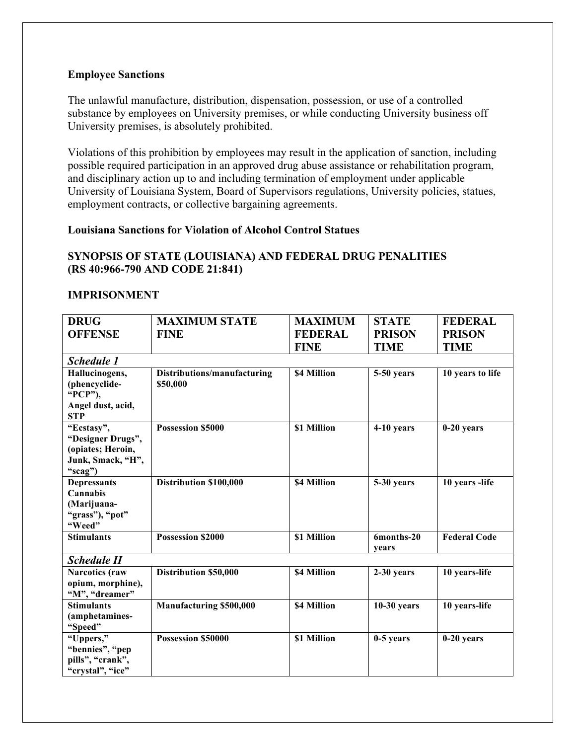**Employee Sanctions**

The unlawful manufacture, distribution, dispensation, possession, or use of a controlled substance by employees on University premises, or while conducting University business off University premises, is absolutely prohibited.

Violations of this prohibition by employees may result in the application of sanction, including possible required participation in an approved drug abuse assistance or rehabilitation program, and disciplinary action up to and including termination of employment under applicable University of Louisiana System, Board of Supervisors regulations, University policies, statues, employment contracts, or collective bargaining agreements.

**Louisiana Sanctions for Violation of Alcohol Control Statues**

**SYNOPSIS OF STATE (LOUISIANA) AND FEDERAL DRUG PENALITIES (RS 40:966-790 AND CODE 21:841)**

**IMPRISONMENT**

| DRUG OFFENSE | MAXIMUM STATE FINE | MAXIMUM FEDERAL FINE | STATE PRISON TIME | FEDERAL PRISON TIME |
|---|---|---|---|---|
| ***Schedule 1*** | | | | |
| **Hallucinogens, (phencyclide-"PCP"), Angel dust, acid, STP** | **Distributions/manufacturing $50,000** | **$4 Million** | **5-50 years** | **10 years to life** |
| **"Ecstasy", "Designer Drugs", (opiates; Heroin, Junk, Smack, "H", "scag")** | **Possession $5000** | **$1 Million** | **4-10 years** | **0-20 years** |
| **Depressants Cannabis (Marijuana-"grass"), "pot" "Weed"** | **Distribution $100,000** | **$4 Million** | **5-30 years** | **10 years -life** |
| **Stimulants** | **Possession $2000** | **$1 Million** | **6months-20 years** | **Federal Code** |
| ***Schedule II*** | | | | |
| **Narcotics (raw opium, morphine), "M", "dreamer"** | **Distribution $50,000** | **$4 Million** | **2-30 years** | **10 years-life** |
| **Stimulants (amphetamines-"Speed"** | **Manufacturing $500,000** | **$4 Million** | **10-30 years** | **10 years-life** |
| **"Uppers," "bennies", "pep pills", "crank", "crystal", "ice"** | **Possession $50000** | **$1 Million** | **0-5 years** | **0-20 years** |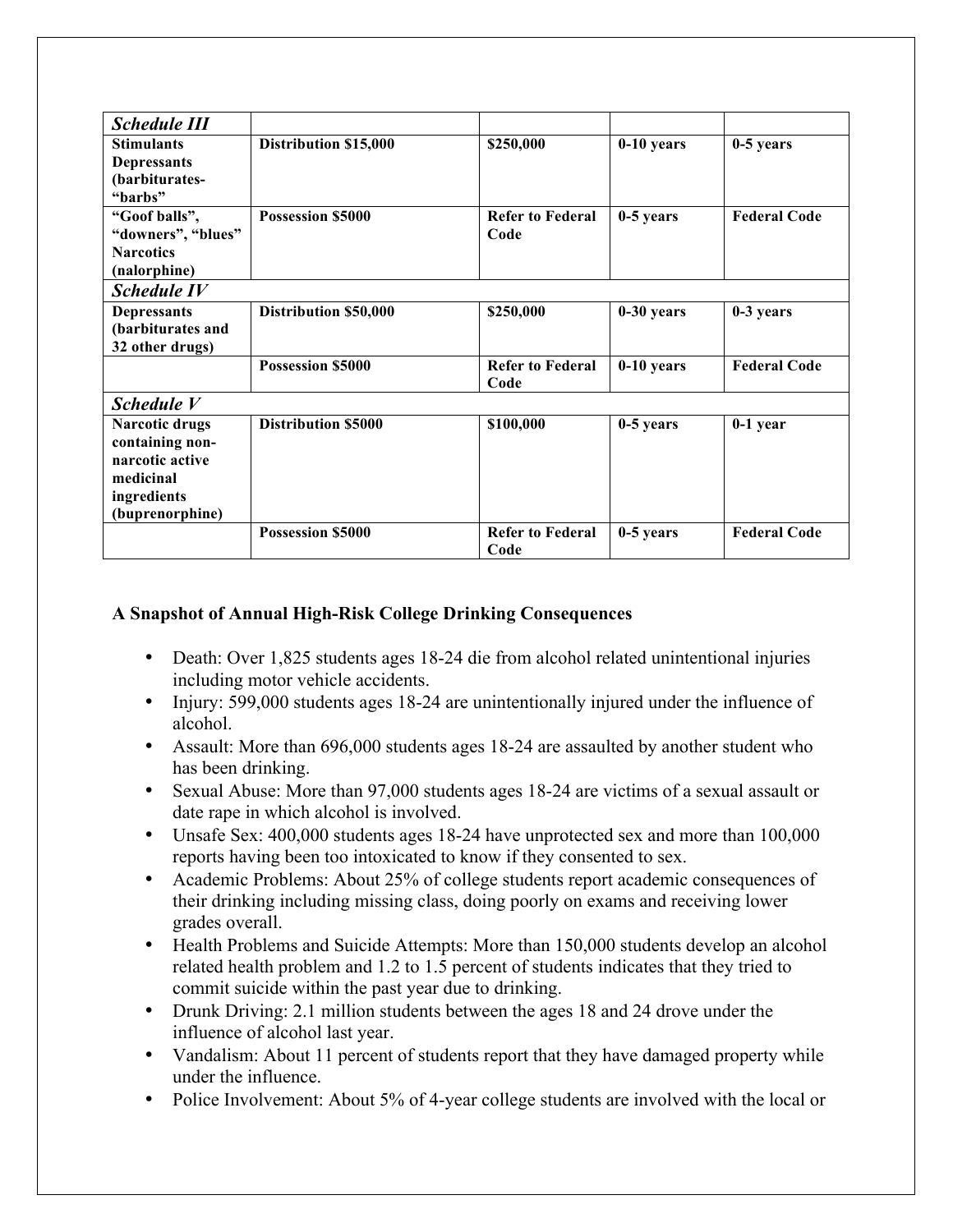| ***Schedule III*** | | | | |
|---|---|---|---|---|
| **Stimulants Depressants (barbiturates- "barbs"** | **Distribution $15,000** | **$250,000** | **0-10 years** | **0-5 years** |
| **"Goof balls", "downers", "blues" Narcotics (nalorphine)** | **Possession $5000** | **Refer to Federal Code** | **0-5 years** | **Federal Code** |
| ***Schedule IV*** | | | | |
| **Depressants (barbiturates and 32 other drugs)** | **Distribution $50,000** | **$250,000** | **0-30 years** | **0-3 years** |
| | **Possession $5000** | **Refer to Federal Code** | **0-10 years** | **Federal Code** |
| ***Schedule V*** | | | | |
| **Narcotic drugs containing non-narcotic active medicinal ingredients (buprenorphine)** | **Distribution $5000** | **$100,000** | **0-5 years** | **0-1 year** |
| | **Possession $5000** | **Refer to Federal Code** | **0-5 years** | **Federal Code** |

### A Snapshot of Annual High-Risk College Drinking Consequences

- Death: Over 1,825 students ages 18-24 die from alcohol related unintentional injuries including motor vehicle accidents.
- Injury: 599,000 students ages 18-24 are unintentionally injured under the influence of alcohol.
- Assault: More than 696,000 students ages 18-24 are assaulted by another student who has been drinking.
- Sexual Abuse: More than 97,000 students ages 18-24 are victims of a sexual assault or date rape in which alcohol is involved.
- Unsafe Sex: 400,000 students ages 18-24 have unprotected sex and more than 100,000 reports having been too intoxicated to know if they consented to sex.
- Academic Problems: About 25% of college students report academic consequences of their drinking including missing class, doing poorly on exams and receiving lower grades overall.
- Health Problems and Suicide Attempts: More than 150,000 students develop an alcohol related health problem and 1.2 to 1.5 percent of students indicates that they tried to commit suicide within the past year due to drinking.
- Drunk Driving: 2.1 million students between the ages 18 and 24 drove under the influence of alcohol last year.
- Vandalism: About 11 percent of students report that they have damaged property while under the influence.
- Police Involvement: About 5% of 4-year college students are involved with the local or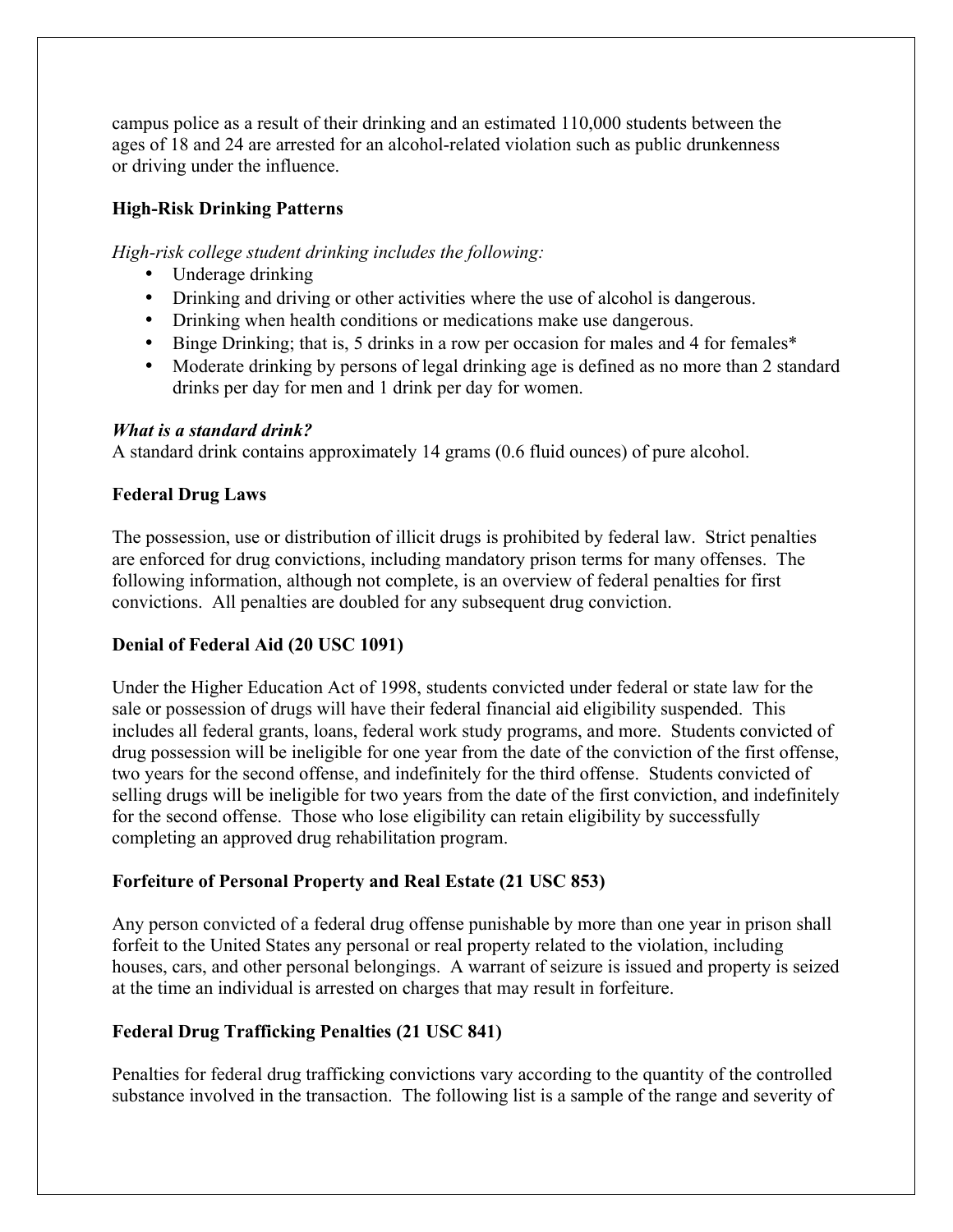campus police as a result of their drinking and an estimated 110,000 students between the ages of 18 and 24 are arrested for an alcohol-related violation such as public drunkenness or driving under the influence.

**High-Risk Drinking Patterns**

*High-risk college student drinking includes the following:*

- Underage drinking
- Drinking and driving or other activities where the use of alcohol is dangerous.
- Drinking when health conditions or medications make use dangerous.
- Binge Drinking; that is, 5 drinks in a row per occasion for males and 4 for females*
- Moderate drinking by persons of legal drinking age is defined as no more than 2 standard drinks per day for men and 1 drink per day for women.

***What is a standard drink?***
A standard drink contains approximately 14 grams (0.6 fluid ounces) of pure alcohol.

**Federal Drug Laws**

The possession, use or distribution of illicit drugs is prohibited by federal law. Strict penalties are enforced for drug convictions, including mandatory prison terms for many offenses. The following information, although not complete, is an overview of federal penalties for first convictions. All penalties are doubled for any subsequent drug conviction.

**Denial of Federal Aid (20 USC 1091)**

Under the Higher Education Act of 1998, students convicted under federal or state law for the sale or possession of drugs will have their federal financial aid eligibility suspended. This includes all federal grants, loans, federal work study programs, and more. Students convicted of drug possession will be ineligible for one year from the date of the conviction of the first offense, two years for the second offense, and indefinitely for the third offense. Students convicted of selling drugs will be ineligible for two years from the date of the first conviction, and indefinitely for the second offense. Those who lose eligibility can retain eligibility by successfully completing an approved drug rehabilitation program.

**Forfeiture of Personal Property and Real Estate (21 USC 853)**

Any person convicted of a federal drug offense punishable by more than one year in prison shall forfeit to the United States any personal or real property related to the violation, including houses, cars, and other personal belongings. A warrant of seizure is issued and property is seized at the time an individual is arrested on charges that may result in forfeiture.

**Federal Drug Trafficking Penalties (21 USC 841)**

Penalties for federal drug trafficking convictions vary according to the quantity of the controlled substance involved in the transaction. The following list is a sample of the range and severity of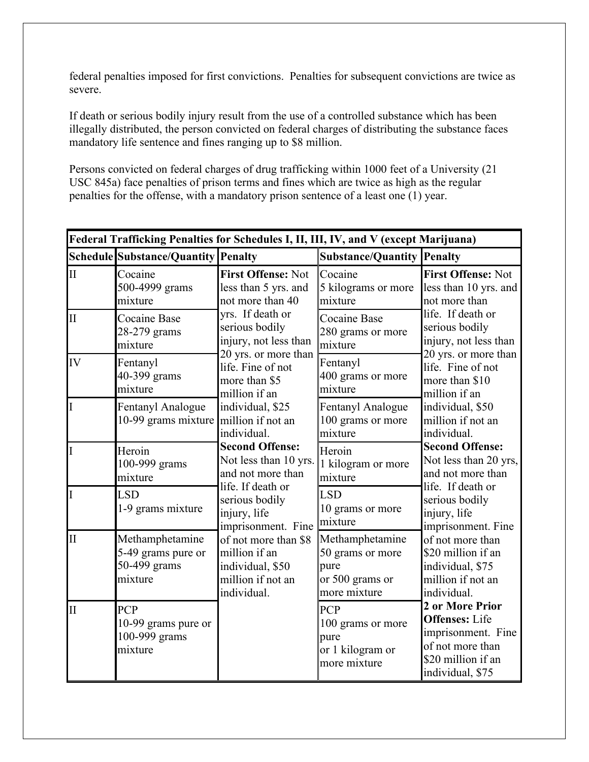federal penalties imposed for first convictions. Penalties for subsequent convictions are twice as severe.

If death or serious bodily injury result from the use of a controlled substance which has been illegally distributed, the person convicted on federal charges of distributing the substance faces mandatory life sentence and fines ranging up to $8 million.

Persons convicted on federal charges of drug trafficking within 1000 feet of a University (21 USC 845a) face penalties of prison terms and fines which are twice as high as the regular penalties for the offense, with a mandatory prison sentence of a least one (1) year.

| **Federal Trafficking Penalties for Schedules I, II, III, IV, and V (except Marijuana)** | | | | |
|---|---|---|---|---|
| **Schedule** | **Substance/Quantity** | **Penalty** | **Substance/Quantity** | **Penalty** |
| II | Cocaine 500-4999 grams mixture | **First Offense:** Not less than 5 yrs. and not more than 40 yrs. If death or serious bodily injury, not less than 20 yrs. or more than life. Fine of not more than $5 million if an individual, $25 million if not an individual. **Second Offense:** Not less than 10 yrs. and not more than life. If death or serious bodily injury, life imprisonment. Fine of not more than $8 million if an individual, $50 million if not an individual. | Cocaine 5 kilograms or more mixture | **First Offense:** Not less than 10 yrs. and not more than life. If death or serious bodily injury, not less than 20 yrs. or more than life. Fine of not more than $10 million if an individual, $50 million if not an individual. **Second Offense:** Not less than 20 yrs, and not more than life. If death or serious bodily injury, life imprisonment. Fine of not more than $20 million if an individual, $75 million if not an individual. **2 or More Prior Offenses:** Life imprisonment. Fine of not more than $20 million if an individual, $75 |
| II | Cocaine Base 28-279 grams mixture | | Cocaine Base 280 grams or more mixture | |
| IV | Fentanyl 40-399 grams mixture | | Fentanyl 400 grams or more mixture | |
| I | Fentanyl Analogue 10-99 grams mixture | | Fentanyl Analogue 100 grams or more mixture | |
| I | Heroin 100-999 grams mixture | | Heroin 1 kilogram or more mixture | |
| I | LSD 1-9 grams mixture | | LSD 10 grams or more mixture | |
| II | Methamphetamine 5-49 grams pure or 50-499 grams mixture | | Methamphetamine 50 grams or more pure or 500 grams or more mixture | |
| II | PCP 10-99 grams pure or 100-999 grams mixture | | PCP 100 grams or more pure or 1 kilogram or more mixture | |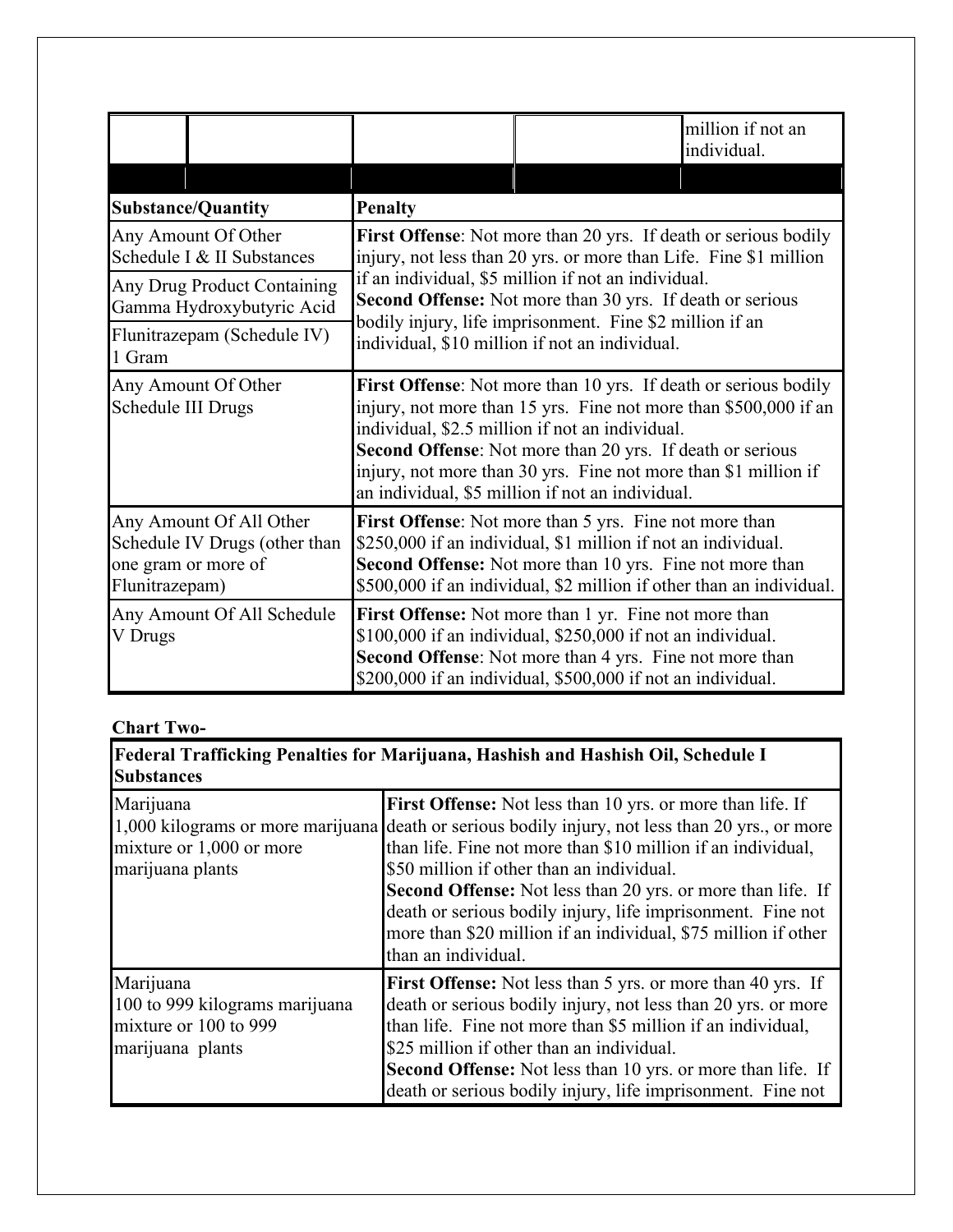| | | | | million if not an individual. |
|---|---|---|---|---|

| Substance/Quantity | Penalty |
|---|---|
| Any Amount Of Other Schedule I & II Substances<br>Any Drug Product Containing Gamma Hydroxybutyric Acid<br>Flunitrazepam (Schedule IV) 1 Gram | **First Offense**: Not more than 20 yrs. If death or serious bodily injury, not less than 20 yrs. or more than Life. Fine $1 million if an individual, $5 million if not an individual.<br>**Second Offense:** Not more than 30 yrs. If death or serious bodily injury, life imprisonment. Fine $2 million if an individual, $10 million if not an individual. |
| Any Amount Of Other Schedule III Drugs | **First Offense**: Not more than 10 yrs. If death or serious bodily injury, not more than 15 yrs. Fine not more than $500,000 if an individual, $2.5 million if not an individual.<br>**Second Offense**: Not more than 20 yrs. If death or serious injury, not more than 30 yrs. Fine not more than $1 million if an individual, $5 million if not an individual. |
| Any Amount Of All Other Schedule IV Drugs (other than one gram or more of Flunitrazepam) | **First Offense**: Not more than 5 yrs. Fine not more than $250,000 if an individual, $1 million if not an individual.<br>**Second Offense:** Not more than 10 yrs. Fine not more than $500,000 if an individual, $2 million if other than an individual. |
| Any Amount Of All Schedule V Drugs | **First Offense:** Not more than 1 yr. Fine not more than $100,000 if an individual, $250,000 if not an individual.<br>**Second Offense**: Not more than 4 yrs. Fine not more than $200,000 if an individual, $500,000 if not an individual. |

**Chart Two-**

| Federal Trafficking Penalties for Marijuana, Hashish and Hashish Oil, Schedule I Substances | |
|---|---|
| Marijuana<br>1,000 kilograms or more marijuana mixture or 1,000 or more marijuana plants | **First Offense:** Not less than 10 yrs. or more than life. If death or serious bodily injury, not less than 20 yrs., or more than life. Fine not more than $10 million if an individual, $50 million if other than an individual.<br>**Second Offense:** Not less than 20 yrs. or more than life. If death or serious bodily injury, life imprisonment. Fine not more than $20 million if an individual, $75 million if other than an individual. |
| Marijuana<br>100 to 999 kilograms marijuana mixture or 100 to 999 marijuana plants | **First Offense:** Not less than 5 yrs. or more than 40 yrs. If death or serious bodily injury, not less than 20 yrs. or more than life. Fine not more than $5 million if an individual, $25 million if other than an individual.<br>**Second Offense:** Not less than 10 yrs. or more than life. If death or serious bodily injury, life imprisonment. Fine not |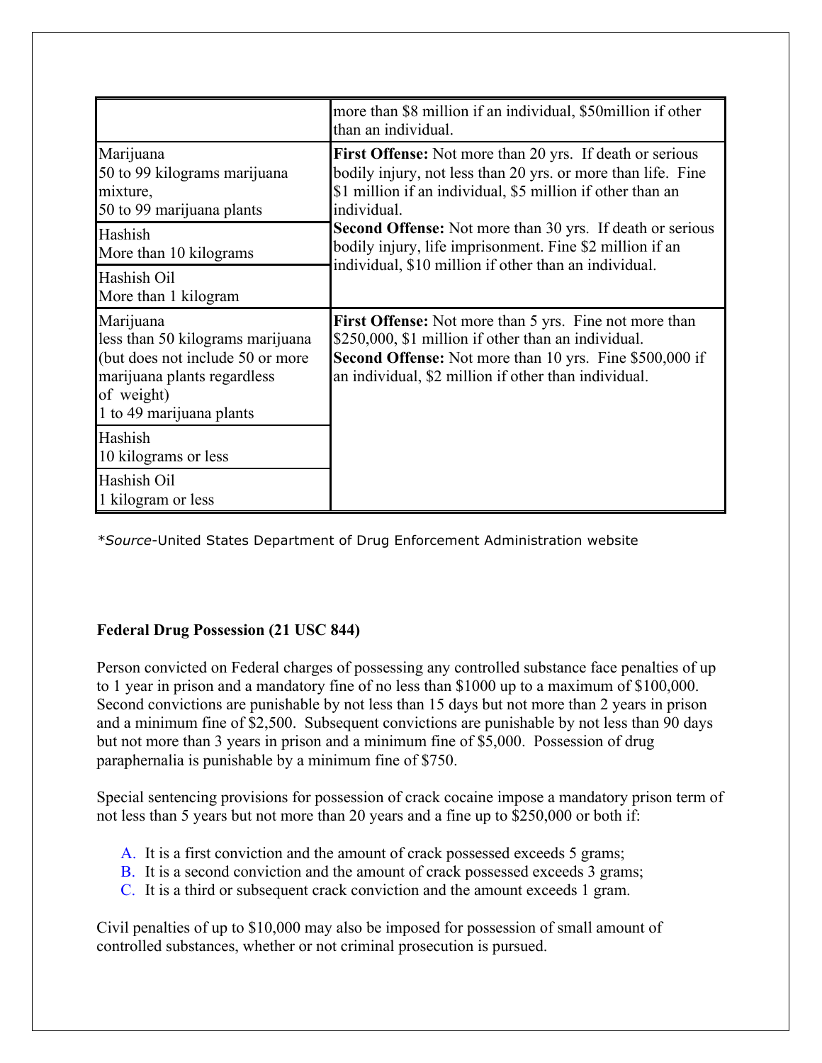| | |
|---|---|
| | more than $8 million if an individual, $50million if other than an individual. |
| Marijuana<br>50 to 99 kilograms marijuana mixture,<br>50 to 99 marijuana plants | **First Offense:** Not more than 20 yrs. If death or serious bodily injury, not less than 20 yrs. or more than life. Fine $1 million if an individual, $5 million if other than an individual.<br>**Second Offense:** Not more than 30 yrs. If death or serious bodily injury, life imprisonment. Fine $2 million if an individual, $10 million if other than an individual. |
| Hashish<br>More than 10 kilograms | |
| Hashish Oil<br>More than 1 kilogram | |
| Marijuana<br>less than 50 kilograms marijuana (but does not include 50 or more marijuana plants regardless of weight)<br>1 to 49 marijuana plants | **First Offense:** Not more than 5 yrs. Fine not more than $250,000, $1 million if other than an individual.<br>**Second Offense:** Not more than 10 yrs. Fine $500,000 if an individual, $2 million if other than individual. |
| Hashish<br>10 kilograms or less | |
| Hashish Oil<br>1 kilogram or less | |

**Source*-United States Department of Drug Enforcement Administration website

**Federal Drug Possession (21 USC 844)**

Person convicted on Federal charges of possessing any controlled substance face penalties of up to 1 year in prison and a mandatory fine of no less than $1000 up to a maximum of $100,000. Second convictions are punishable by not less than 15 days but not more than 2 years in prison and a minimum fine of $2,500. Subsequent convictions are punishable by not less than 90 days but not more than 3 years in prison and a minimum fine of $5,000. Possession of drug paraphernalia is punishable by a minimum fine of $750.

Special sentencing provisions for possession of crack cocaine impose a mandatory prison term of not less than 5 years but not more than 20 years and a fine up to $250,000 or both if:

A. It is a first conviction and the amount of crack possessed exceeds 5 grams;
B. It is a second conviction and the amount of crack possessed exceeds 3 grams;
C. It is a third or subsequent crack conviction and the amount exceeds 1 gram.

Civil penalties of up to $10,000 may also be imposed for possession of small amount of controlled substances, whether or not criminal prosecution is pursued.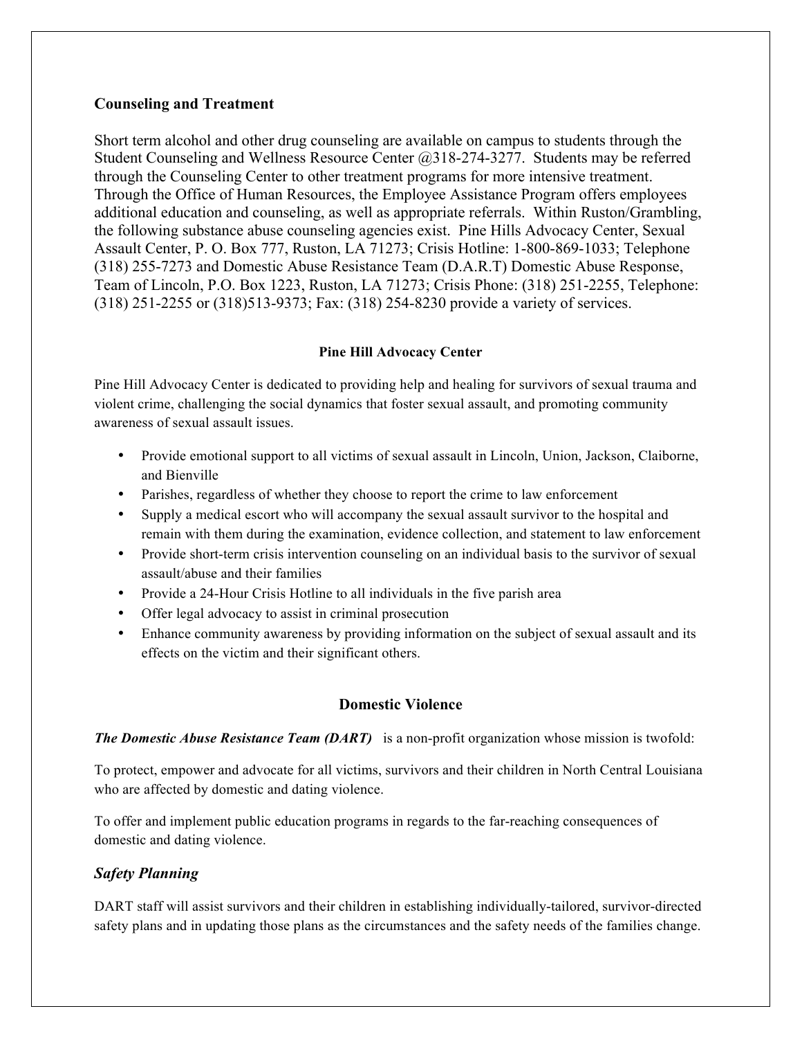### Counseling and Treatment

Short term alcohol and other drug counseling are available on campus to students through the Student Counseling and Wellness Resource Center @318-274-3277. Students may be referred through the Counseling Center to other treatment programs for more intensive treatment. Through the Office of Human Resources, the Employee Assistance Program offers employees additional education and counseling, as well as appropriate referrals. Within Ruston/Grambling, the following substance abuse counseling agencies exist. Pine Hills Advocacy Center, Sexual Assault Center, P. O. Box 777, Ruston, LA 71273; Crisis Hotline: 1-800-869-1033; Telephone (318) 255-7273 and Domestic Abuse Resistance Team (D.A.R.T) Domestic Abuse Response, Team of Lincoln, P.O. Box 1223, Ruston, LA 71273; Crisis Phone: (318) 251-2255, Telephone: (318) 251-2255 or (318)513-9373; Fax: (318) 254-8230 provide a variety of services.

#### Pine Hill Advocacy Center

Pine Hill Advocacy Center is dedicated to providing help and healing for survivors of sexual trauma and violent crime, challenging the social dynamics that foster sexual assault, and promoting community awareness of sexual assault issues.

- Provide emotional support to all victims of sexual assault in Lincoln, Union, Jackson, Claiborne, and Bienville
- Parishes, regardless of whether they choose to report the crime to law enforcement
- Supply a medical escort who will accompany the sexual assault survivor to the hospital and remain with them during the examination, evidence collection, and statement to law enforcement
- Provide short-term crisis intervention counseling on an individual basis to the survivor of sexual assault/abuse and their families
- Provide a 24-Hour Crisis Hotline to all individuals in the five parish area
- Offer legal advocacy to assist in criminal prosecution
- Enhance community awareness by providing information on the subject of sexual assault and its effects on the victim and their significant others.

### Domestic Violence

***The Domestic Abuse Resistance Team (DART)*** is a non-profit organization whose mission is twofold:

To protect, empower and advocate for all victims, survivors and their children in North Central Louisiana who are affected by domestic and dating violence.

To offer and implement public education programs in regards to the far-reaching consequences of domestic and dating violence.

### *Safety Planning*

DART staff will assist survivors and their children in establishing individually-tailored, survivor-directed safety plans and in updating those plans as the circumstances and the safety needs of the families change.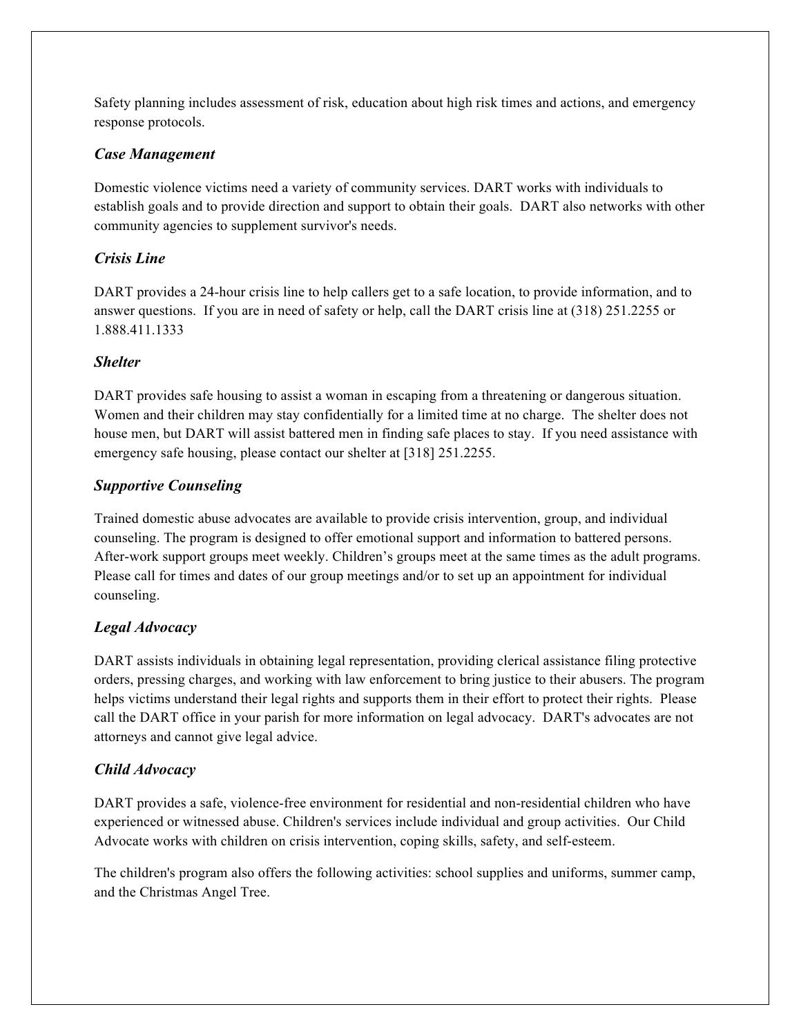Safety planning includes assessment of risk, education about high risk times and actions, and emergency response protocols.

### *Case Management*

Domestic violence victims need a variety of community services. DART works with individuals to establish goals and to provide direction and support to obtain their goals. DART also networks with other community agencies to supplement survivor's needs.

### *Crisis Line*

DART provides a 24-hour crisis line to help callers get to a safe location, to provide information, and to answer questions. If you are in need of safety or help, call the DART crisis line at (318) 251.2255 or 1.888.411.1333

### *Shelter*

DART provides safe housing to assist a woman in escaping from a threatening or dangerous situation. Women and their children may stay confidentially for a limited time at no charge. The shelter does not house men, but DART will assist battered men in finding safe places to stay. If you need assistance with emergency safe housing, please contact our shelter at [318] 251.2255.

### *Supportive Counseling*

Trained domestic abuse advocates are available to provide crisis intervention, group, and individual counseling. The program is designed to offer emotional support and information to battered persons. After-work support groups meet weekly. Children's groups meet at the same times as the adult programs. Please call for times and dates of our group meetings and/or to set up an appointment for individual counseling.

### *Legal Advocacy*

DART assists individuals in obtaining legal representation, providing clerical assistance filing protective orders, pressing charges, and working with law enforcement to bring justice to their abusers. The program helps victims understand their legal rights and supports them in their effort to protect their rights. Please call the DART office in your parish for more information on legal advocacy. DART's advocates are not attorneys and cannot give legal advice.

### *Child Advocacy*

DART provides a safe, violence-free environment for residential and non-residential children who have experienced or witnessed abuse. Children's services include individual and group activities. Our Child Advocate works with children on crisis intervention, coping skills, safety, and self-esteem.

The children's program also offers the following activities: school supplies and uniforms, summer camp, and the Christmas Angel Tree.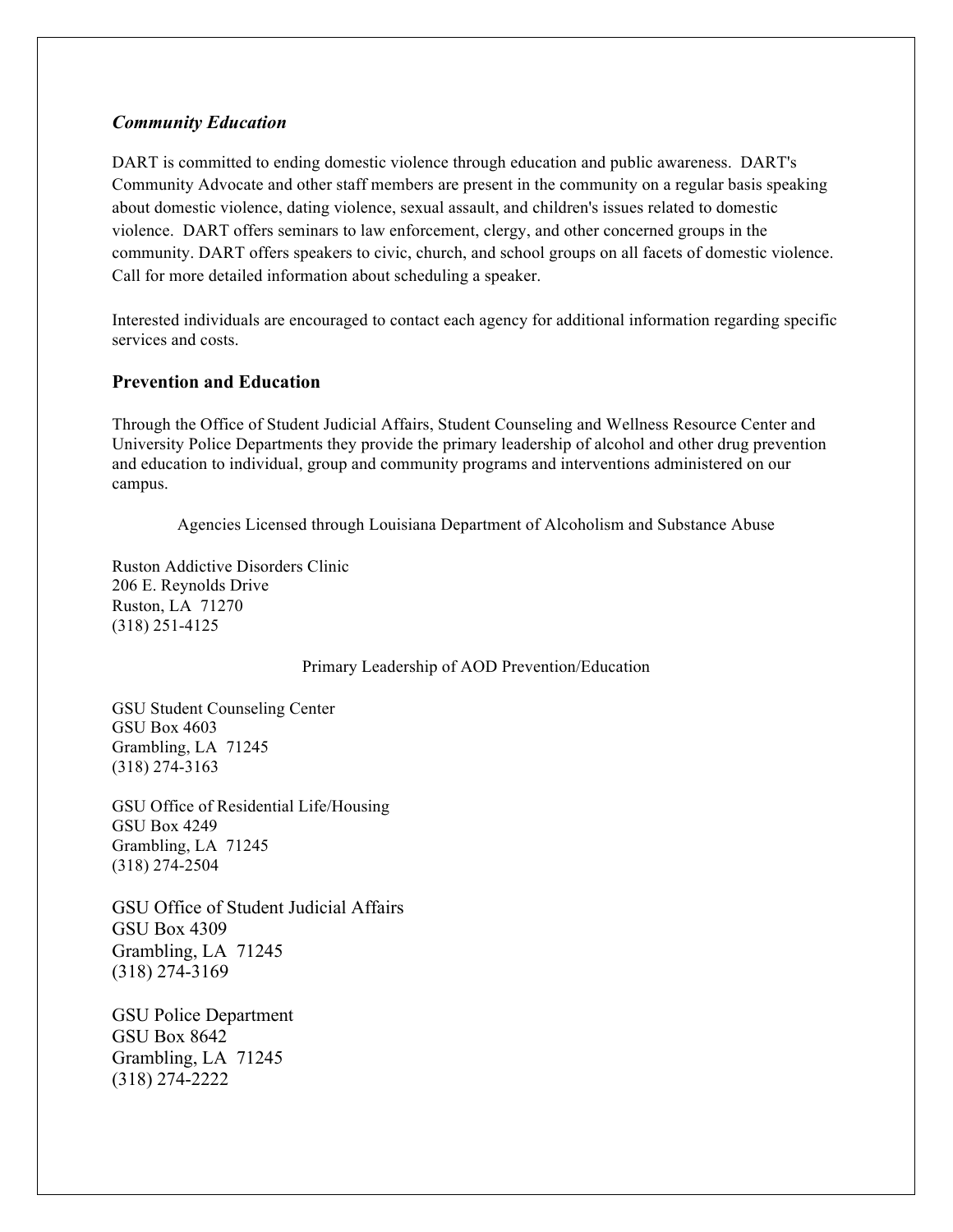### *Community Education*

DART is committed to ending domestic violence through education and public awareness. DART's Community Advocate and other staff members are present in the community on a regular basis speaking about domestic violence, dating violence, sexual assault, and children's issues related to domestic violence. DART offers seminars to law enforcement, clergy, and other concerned groups in the community. DART offers speakers to civic, church, and school groups on all facets of domestic violence. Call for more detailed information about scheduling a speaker.

Interested individuals are encouraged to contact each agency for additional information regarding specific services and costs.

## Prevention and Education

Through the Office of Student Judicial Affairs, Student Counseling and Wellness Resource Center and University Police Departments they provide the primary leadership of alcohol and other drug prevention and education to individual, group and community programs and interventions administered on our campus.

Agencies Licensed through Louisiana Department of Alcoholism and Substance Abuse

Ruston Addictive Disorders Clinic
206 E. Reynolds Drive
Ruston, LA 71270
(318) 251-4125

Primary Leadership of AOD Prevention/Education

GSU Student Counseling Center
GSU Box 4603
Grambling, LA 71245
(318) 274-3163

GSU Office of Residential Life/Housing
GSU Box 4249
Grambling, LA 71245
(318) 274-2504

GSU Office of Student Judicial Affairs
GSU Box 4309
Grambling, LA 71245
(318) 274-3169

GSU Police Department
GSU Box 8642
Grambling, LA 71245
(318) 274-2222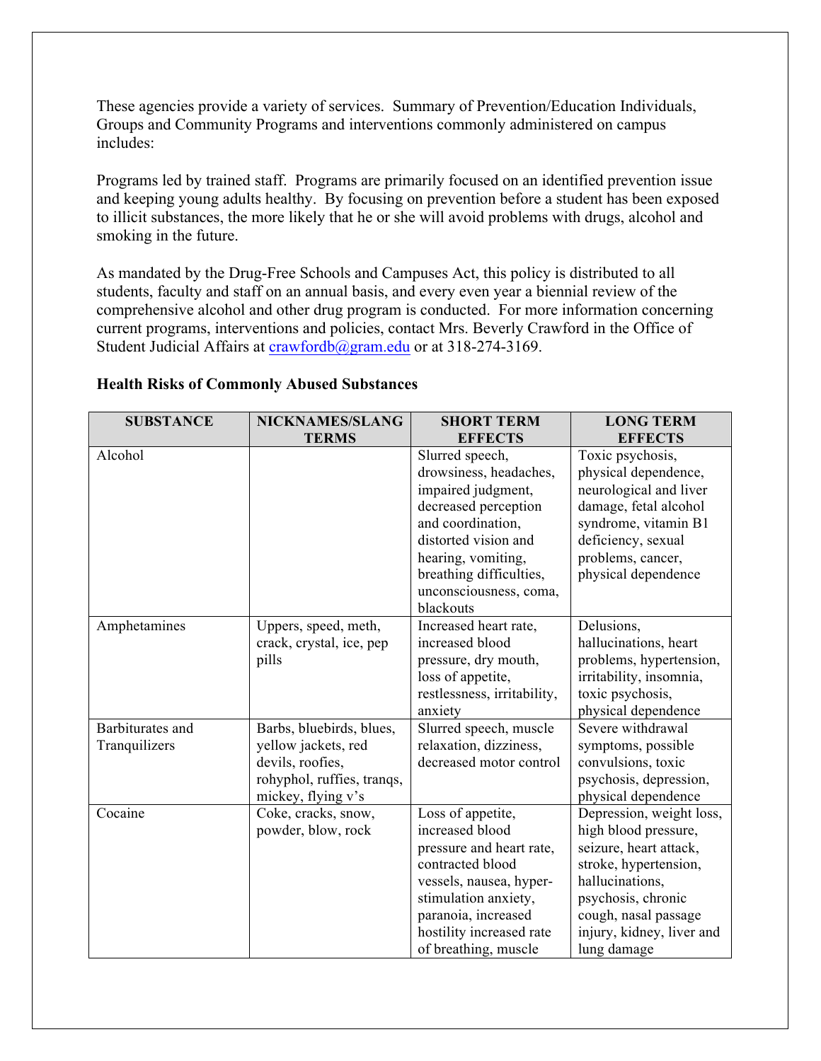These agencies provide a variety of services. Summary of Prevention/Education Individuals, Groups and Community Programs and interventions commonly administered on campus includes:

Programs led by trained staff. Programs are primarily focused on an identified prevention issue and keeping young adults healthy. By focusing on prevention before a student has been exposed to illicit substances, the more likely that he or she will avoid problems with drugs, alcohol and smoking in the future.

As mandated by the Drug-Free Schools and Campuses Act, this policy is distributed to all students, faculty and staff on an annual basis, and every even year a biennial review of the comprehensive alcohol and other drug program is conducted. For more information concerning current programs, interventions and policies, contact Mrs. Beverly Crawford in the Office of Student Judicial Affairs at crawfordb@gram.edu or at 318-274-3169.

**Health Risks of Commonly Abused Substances**

| SUBSTANCE | NICKNAMES/SLANG TERMS | SHORT TERM EFFECTS | LONG TERM EFFECTS |
|---|---|---|---|
| Alcohol | | Slurred speech, drowsiness, headaches, impaired judgment, decreased perception and coordination, distorted vision and hearing, vomiting, breathing difficulties, unconsciousness, coma, blackouts | Toxic psychosis, physical dependence, neurological and liver damage, fetal alcohol syndrome, vitamin B1 deficiency, sexual problems, cancer, physical dependence |
| Amphetamines | Uppers, speed, meth, crack, crystal, ice, pep pills | Increased heart rate, increased blood pressure, dry mouth, loss of appetite, restlessness, irritability, anxiety | Delusions, hallucinations, heart problems, hypertension, irritability, insomnia, toxic psychosis, physical dependence |
| Barbiturates and Tranquilizers | Barbs, bluebirds, blues, yellow jackets, red devils, roofies, rohyphol, ruffies, tranqs, mickey, flying v's | Slurred speech, muscle relaxation, dizziness, decreased motor control | Severe withdrawal symptoms, possible convulsions, toxic psychosis, depression, physical dependence |
| Cocaine | Coke, cracks, snow, powder, blow, rock | Loss of appetite, increased blood pressure and heart rate, contracted blood vessels, nausea, hyper-stimulation anxiety, paranoia, increased hostility increased rate of breathing, muscle | Depression, weight loss, high blood pressure, seizure, heart attack, stroke, hypertension, hallucinations, psychosis, chronic cough, nasal passage injury, kidney, liver and lung damage |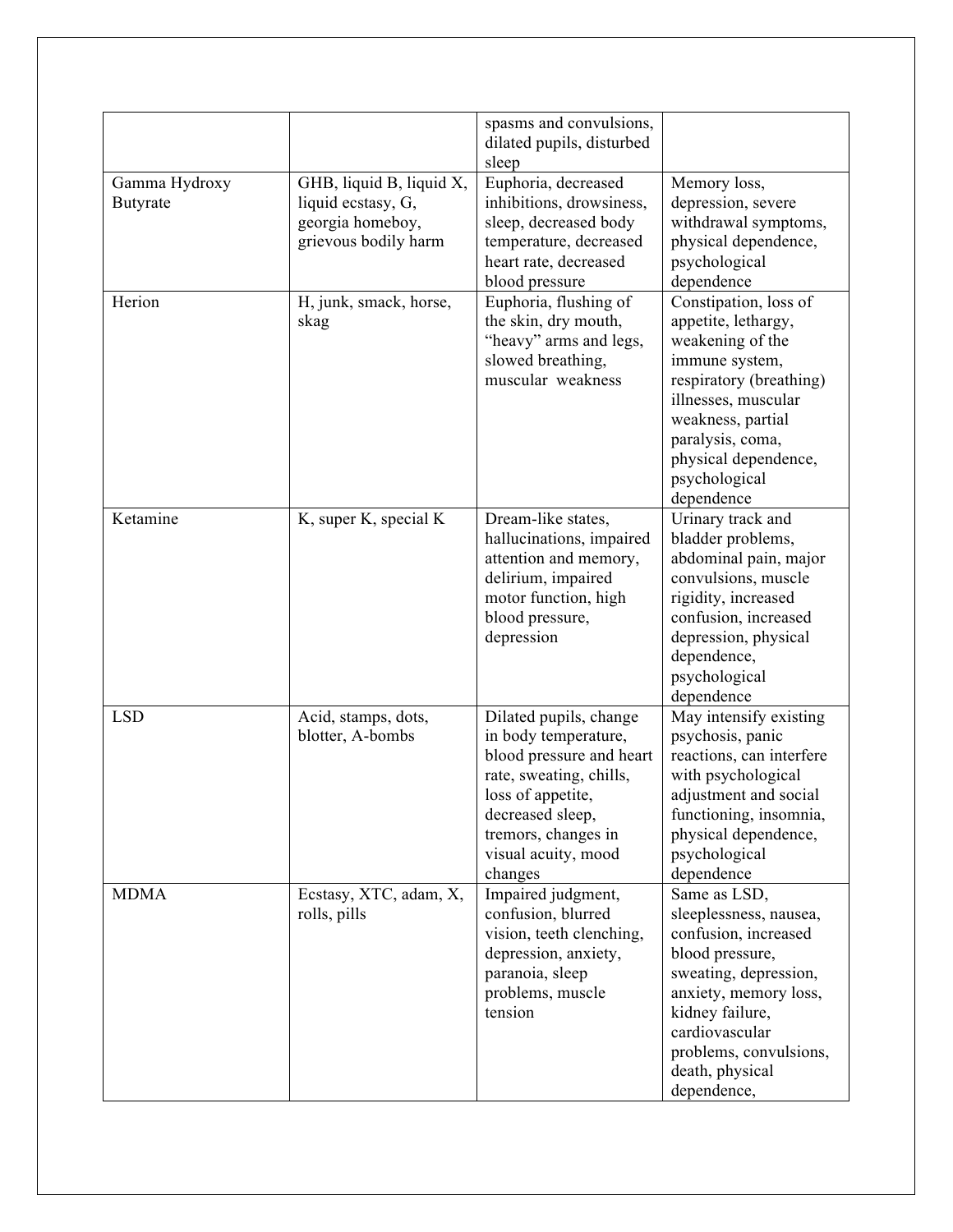| | | spasms and convulsions, dilated pupils, disturbed sleep | |
|---|---|---|---|
| Gamma Hydroxy Butyrate | GHB, liquid B, liquid X, liquid ecstasy, G, georgia homeboy, grievous bodily harm | Euphoria, decreased inhibitions, drowsiness, sleep, decreased body temperature, decreased heart rate, decreased blood pressure | Memory loss, depression, severe withdrawal symptoms, physical dependence, psychological dependence |
| Herion | H, junk, smack, horse, skag | Euphoria, flushing of the skin, dry mouth, "heavy" arms and legs, slowed breathing, muscular weakness | Constipation, loss of appetite, lethargy, weakening of the immune system, respiratory (breathing) illnesses, muscular weakness, partial paralysis, coma, physical dependence, psychological dependence |
| Ketamine | K, super K, special K | Dream-like states, hallucinations, impaired attention and memory, delirium, impaired motor function, high blood pressure, depression | Urinary track and bladder problems, abdominal pain, major convulsions, muscle rigidity, increased confusion, increased depression, physical dependence, psychological dependence |
| LSD | Acid, stamps, dots, blotter, A-bombs | Dilated pupils, change in body temperature, blood pressure and heart rate, sweating, chills, loss of appetite, decreased sleep, tremors, changes in visual acuity, mood changes | May intensify existing psychosis, panic reactions, can interfere with psychological adjustment and social functioning, insomnia, physical dependence, psychological dependence |
| MDMA | Ecstasy, XTC, adam, X, rolls, pills | Impaired judgment, confusion, blurred vision, teeth clenching, depression, anxiety, paranoia, sleep problems, muscle tension | Same as LSD, sleeplessness, nausea, confusion, increased blood pressure, sweating, depression, anxiety, memory loss, kidney failure, cardiovascular problems, convulsions, death, physical dependence, |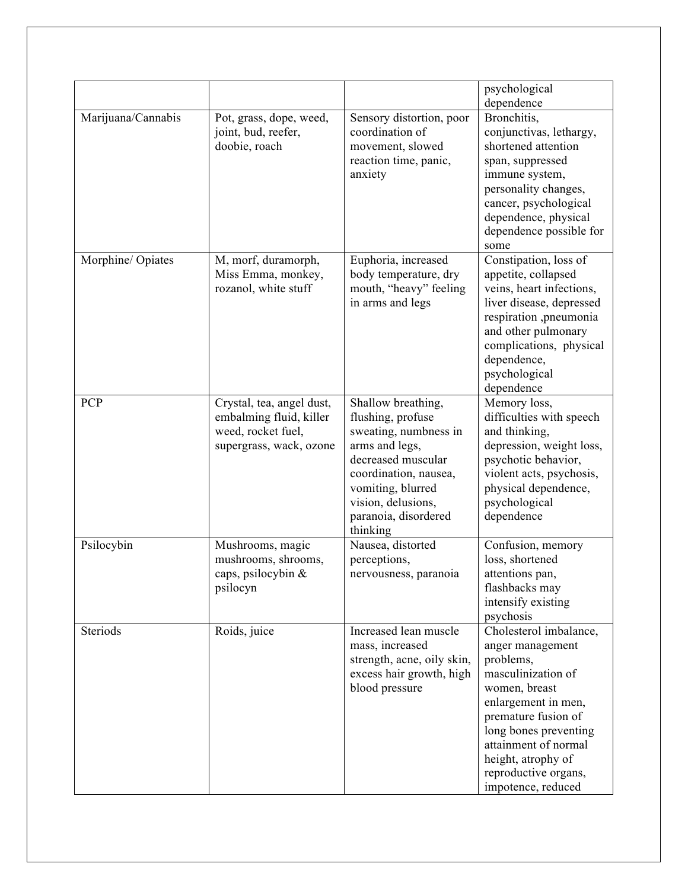| | | | psychological dependence |
|---|---|---|---|
| Marijuana/Cannabis | Pot, grass, dope, weed, joint, bud, reefer, doobie, roach | Sensory distortion, poor coordination of movement, slowed reaction time, panic, anxiety | Bronchitis, conjunctivas, lethargy, shortened attention span, suppressed immune system, personality changes, cancer, psychological dependence, physical dependence possible for some |
| Morphine/ Opiates | M, morf, duramorph, Miss Emma, monkey, rozanol, white stuff | Euphoria, increased body temperature, dry mouth, "heavy" feeling in arms and legs | Constipation, loss of appetite, collapsed veins, heart infections, liver disease, depressed respiration ,pneumonia and other pulmonary complications, physical dependence, psychological dependence |
| PCP | Crystal, tea, angel dust, embalming fluid, killer weed, rocket fuel, supergrass, wack, ozone | Shallow breathing, flushing, profuse sweating, numbness in arms and legs, decreased muscular coordination, nausea, vomiting, blurred vision, delusions, paranoia, disordered thinking | Memory loss, difficulties with speech and thinking, depression, weight loss, psychotic behavior, violent acts, psychosis, physical dependence, psychological dependence |
| Psilocybin | Mushrooms, magic mushrooms, shrooms, caps, psilocybin & psilocyn | Nausea, distorted perceptions, nervousness, paranoia | Confusion, memory loss, shortened attentions pan, flashbacks may intensify existing psychosis |
| Steriods | Roids, juice | Increased lean muscle mass, increased strength, acne, oily skin, excess hair growth, high blood pressure | Cholesterol imbalance, anger management problems, masculinization of women, breast enlargement in men, premature fusion of long bones preventing attainment of normal height, atrophy of reproductive organs, impotence, reduced |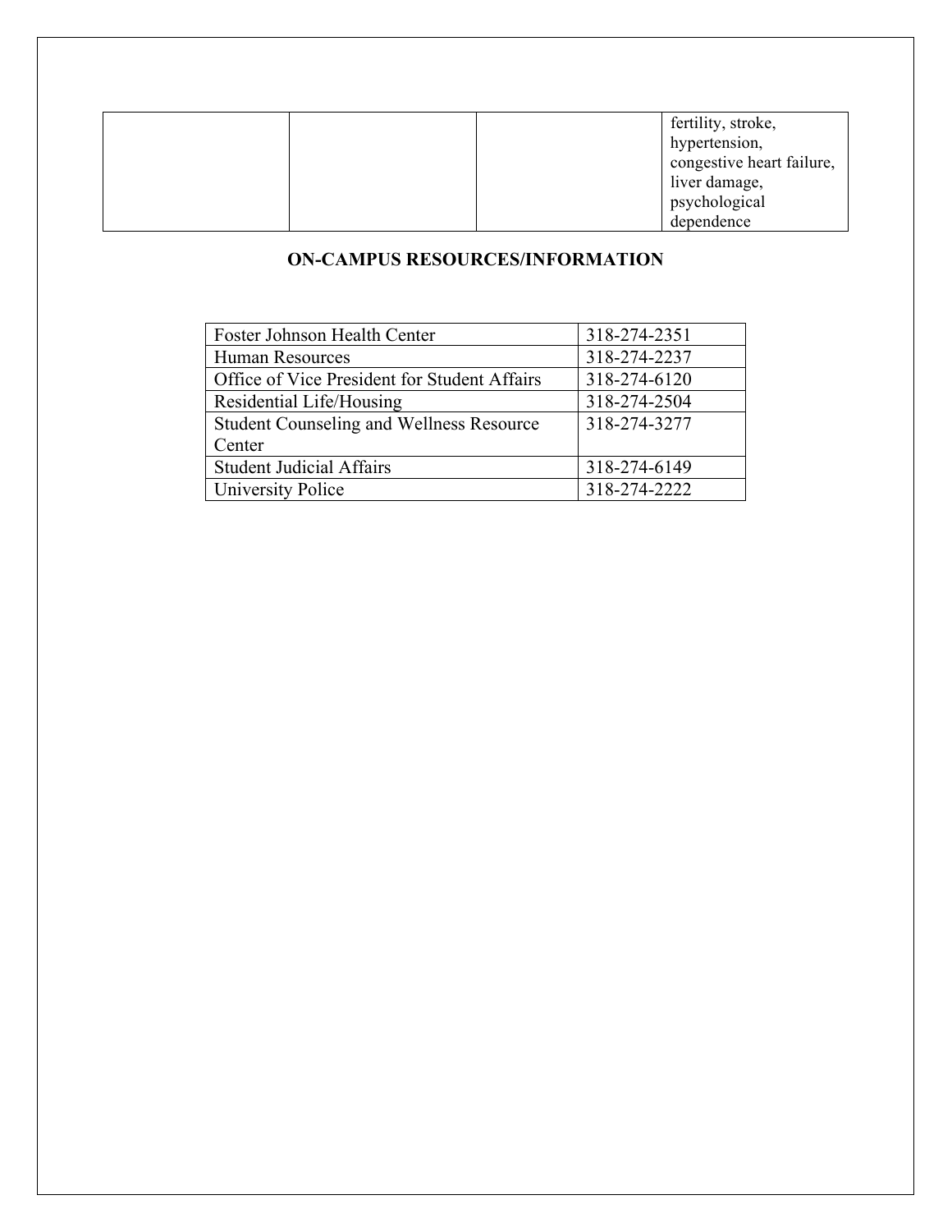| | | | |
|---|---|---|---|
| | | | fertility, stroke, hypertension, congestive heart failure, liver damage, psychological dependence |

## ON-CAMPUS RESOURCES/INFORMATION

| | |
|---|---|
| Foster Johnson Health Center | 318-274-2351 |
| Human Resources | 318-274-2237 |
| Office of Vice President for Student Affairs | 318-274-6120 |
| Residential Life/Housing | 318-274-2504 |
| Student Counseling and Wellness Resource Center | 318-274-3277 |
| Student Judicial Affairs | 318-274-6149 |
| University Police | 318-274-2222 |